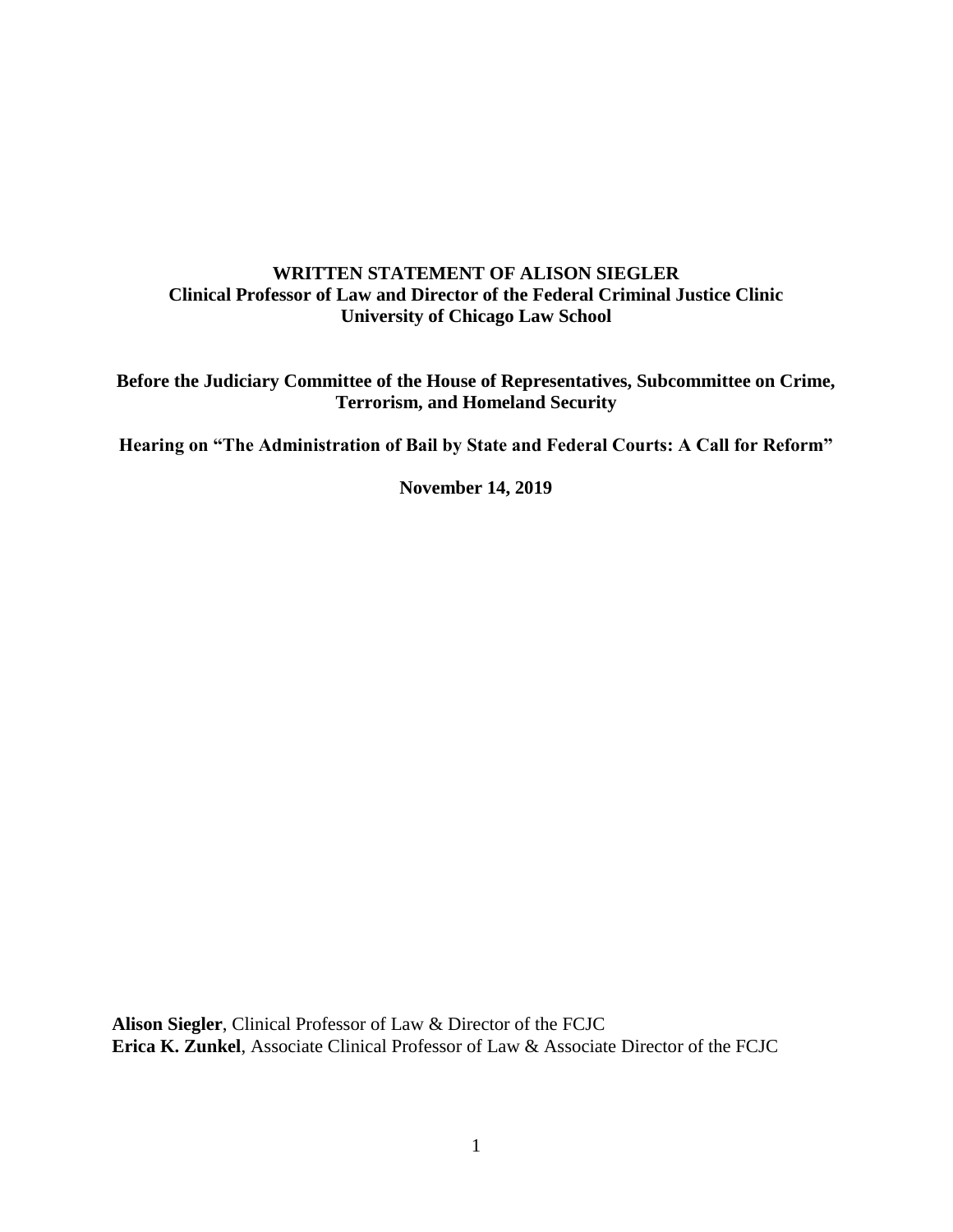**WRITTEN STATEMENT OF ALISON SIEGLER**
**Clinical Professor of Law and Director of the Federal Criminal Justice Clinic**
**University of Chicago Law School**

**Before the Judiciary Committee of the House of Representatives, Subcommittee on Crime, Terrorism, and Homeland Security**

**Hearing on "The Administration of Bail by State and Federal Courts: A Call for Reform"**

**November 14, 2019**

**Alison Siegler**, Clinical Professor of Law & Director of the FCJC
**Erica K. Zunkel**, Associate Clinical Professor of Law & Associate Director of the FCJC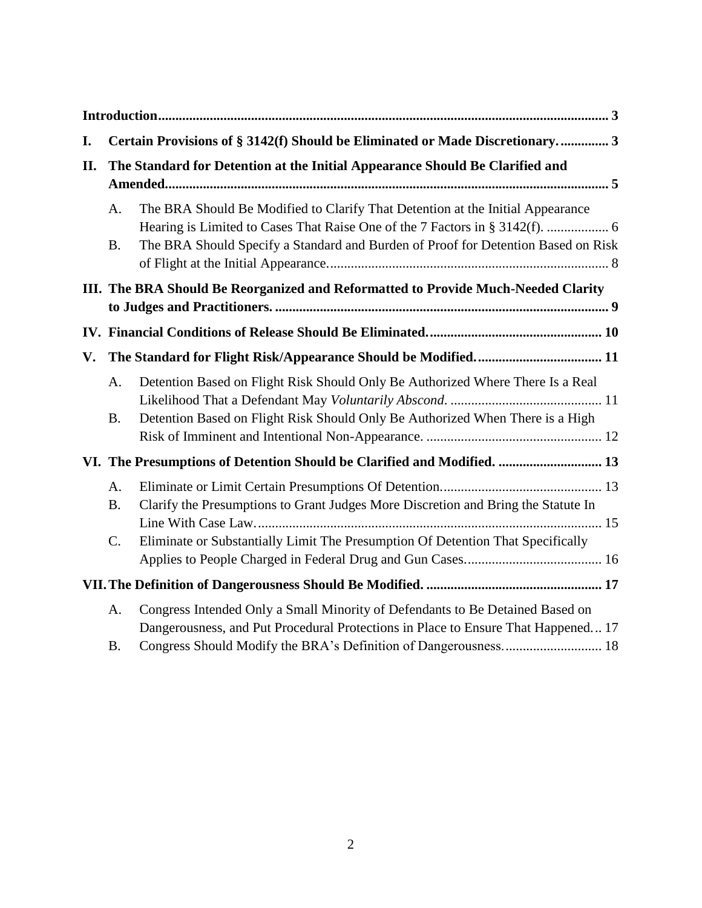**Introduction** .......... 3

**I. Certain Provisions of § 3142(f) Should be Eliminated or Made Discretionary.** .......... 3

**II. The Standard for Detention at the Initial Appearance Should Be Clarified and Amended** .......... 5

- A. The BRA Should Be Modified to Clarify That Detention at the Initial Appearance Hearing is Limited to Cases That Raise One of the 7 Factors in § 3142(f). .......... 6
- B. The BRA Should Specify a Standard and Burden of Proof for Detention Based on Risk of Flight at the Initial Appearance. .......... 8

**III. The BRA Should Be Reorganized and Reformatted to Provide Much-Needed Clarity to Judges and Practitioners.** .......... 9

**IV. Financial Conditions of Release Should Be Eliminated.** .......... 10

**V. The Standard for Flight Risk/Appearance Should be Modified.** .......... 11

- A. Detention Based on Flight Risk Should Only Be Authorized Where There Is a Real Likelihood That a Defendant May *Voluntarily Abscond*. .......... 11
- B. Detention Based on Flight Risk Should Only Be Authorized When There is a High Risk of Imminent and Intentional Non-Appearance. .......... 12

**VI. The Presumptions of Detention Should be Clarified and Modified.** .......... 13

- A. Eliminate or Limit Certain Presumptions Of Detention. .......... 13
- B. Clarify the Presumptions to Grant Judges More Discretion and Bring the Statute In Line With Case Law. .......... 15
- C. Eliminate or Substantially Limit The Presumption Of Detention That Specifically Applies to People Charged in Federal Drug and Gun Cases. .......... 16

**VII. The Definition of Dangerousness Should Be Modified.** .......... 17

- A. Congress Intended Only a Small Minority of Defendants to Be Detained Based on Dangerousness, and Put Procedural Protections in Place to Ensure That Happened... 17
- B. Congress Should Modify the BRA's Definition of Dangerousness. .......... 18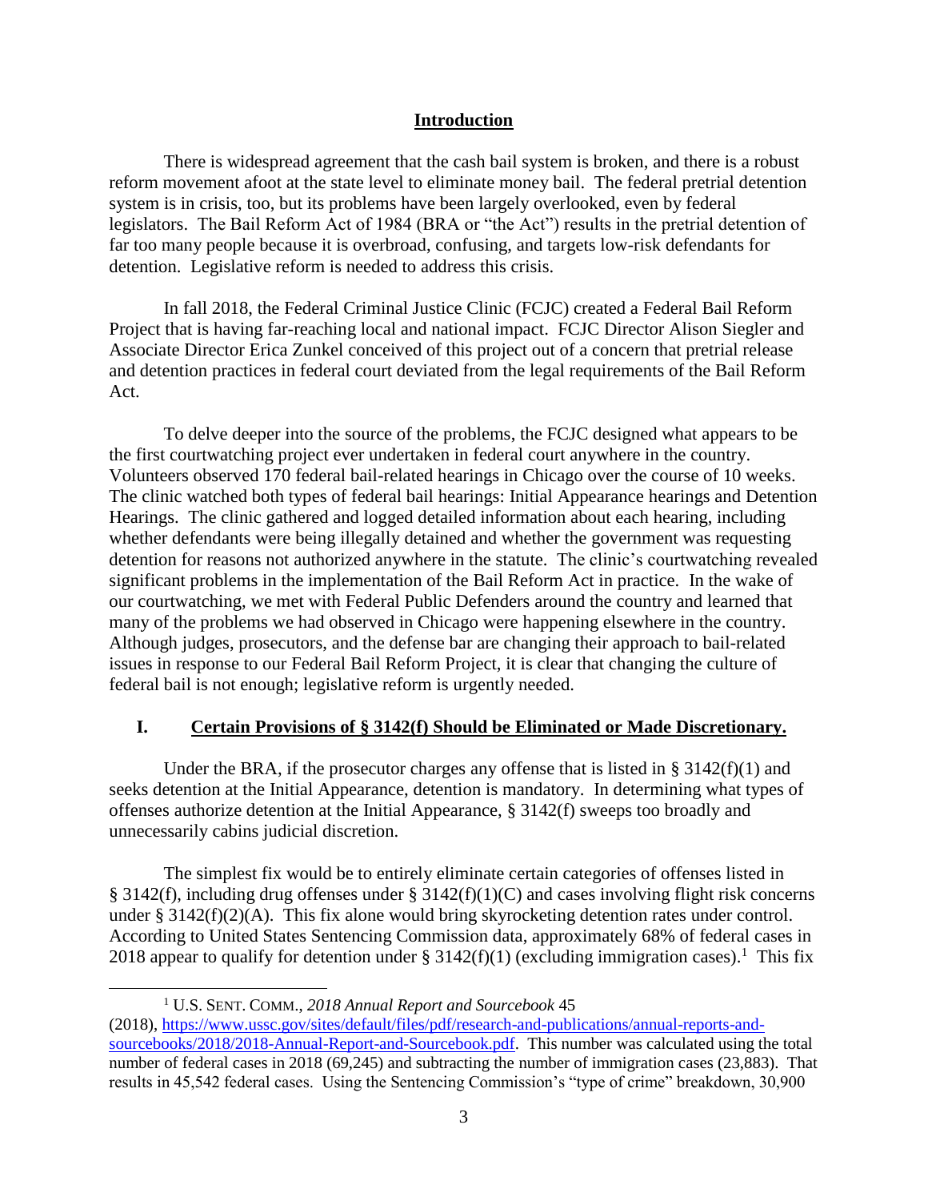## Introduction

There is widespread agreement that the cash bail system is broken, and there is a robust reform movement afoot at the state level to eliminate money bail. The federal pretrial detention system is in crisis, too, but its problems have been largely overlooked, even by federal legislators. The Bail Reform Act of 1984 (BRA or "the Act") results in the pretrial detention of far too many people because it is overbroad, confusing, and targets low-risk defendants for detention. Legislative reform is needed to address this crisis.

In fall 2018, the Federal Criminal Justice Clinic (FCJC) created a Federal Bail Reform Project that is having far-reaching local and national impact. FCJC Director Alison Siegler and Associate Director Erica Zunkel conceived of this project out of a concern that pretrial release and detention practices in federal court deviated from the legal requirements of the Bail Reform Act.

To delve deeper into the source of the problems, the FCJC designed what appears to be the first courtwatching project ever undertaken in federal court anywhere in the country. Volunteers observed 170 federal bail-related hearings in Chicago over the course of 10 weeks. The clinic watched both types of federal bail hearings: Initial Appearance hearings and Detention Hearings. The clinic gathered and logged detailed information about each hearing, including whether defendants were being illegally detained and whether the government was requesting detention for reasons not authorized anywhere in the statute. The clinic's courtwatching revealed significant problems in the implementation of the Bail Reform Act in practice. In the wake of our courtwatching, we met with Federal Public Defenders around the country and learned that many of the problems we had observed in Chicago were happening elsewhere in the country. Although judges, prosecutors, and the defense bar are changing their approach to bail-related issues in response to our Federal Bail Reform Project, it is clear that changing the culture of federal bail is not enough; legislative reform is urgently needed.

## I. Certain Provisions of § 3142(f) Should be Eliminated or Made Discretionary.

Under the BRA, if the prosecutor charges any offense that is listed in § 3142(f)(1) and seeks detention at the Initial Appearance, detention is mandatory. In determining what types of offenses authorize detention at the Initial Appearance, § 3142(f) sweeps too broadly and unnecessarily cabins judicial discretion.

The simplest fix would be to entirely eliminate certain categories of offenses listed in § 3142(f), including drug offenses under § 3142(f)(1)(C) and cases involving flight risk concerns under § 3142(f)(2)(A). This fix alone would bring skyrocketing detention rates under control. According to United States Sentencing Commission data, approximately 68% of federal cases in 2018 appear to qualify for detention under § 3142(f)(1) (excluding immigration cases).[1] This fix

[1] U.S. SENT. COMM., *2018 Annual Report and Sourcebook* 45 (2018), https://www.ussc.gov/sites/default/files/pdf/research-and-publications/annual-reports-and-sourcebooks/2018/2018-Annual-Report-and-Sourcebook.pdf. This number was calculated using the total number of federal cases in 2018 (69,245) and subtracting the number of immigration cases (23,883). That results in 45,542 federal cases. Using the Sentencing Commission's "type of crime" breakdown, 30,900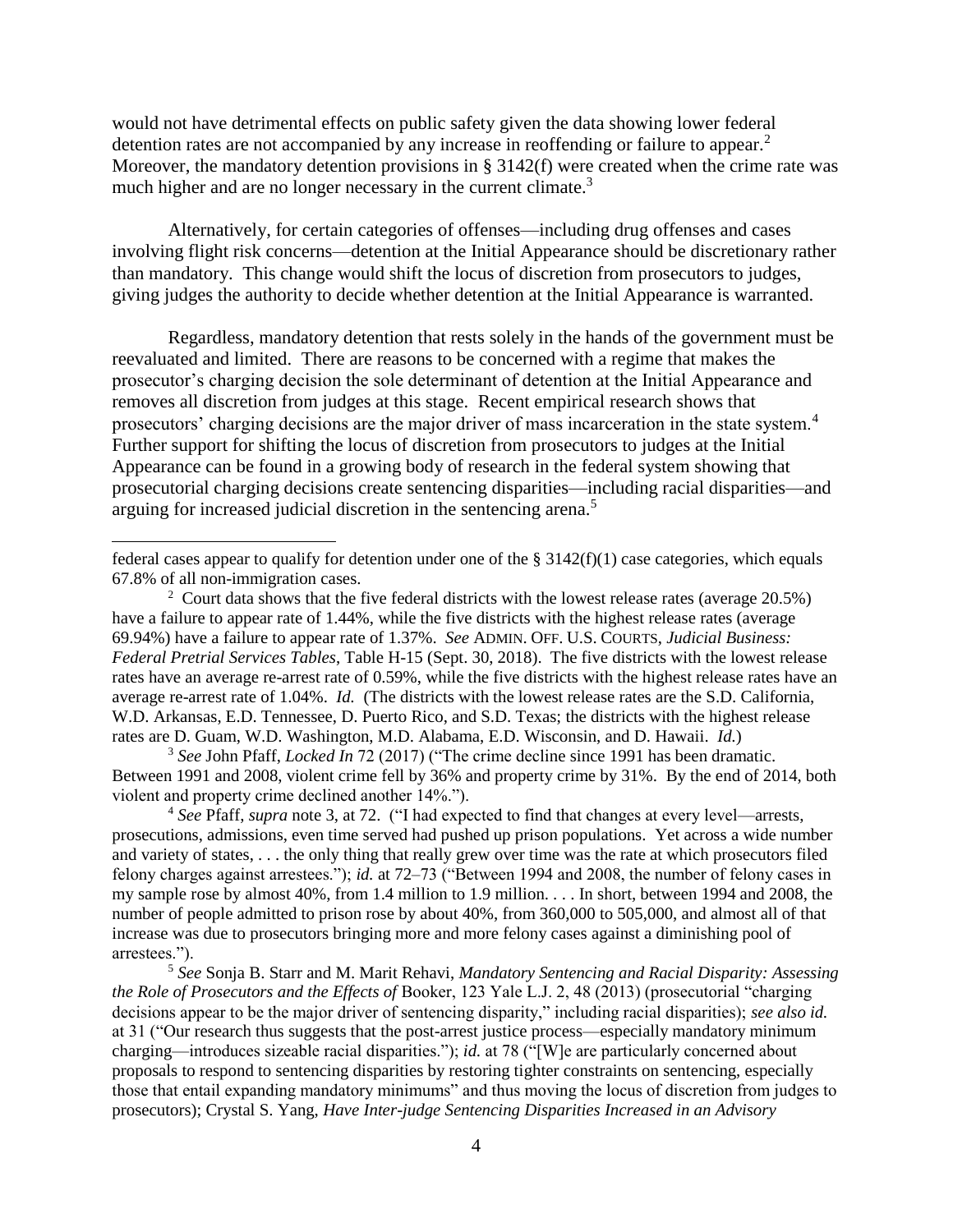would not have detrimental effects on public safety given the data showing lower federal detention rates are not accompanied by any increase in reoffending or failure to appear.[2] Moreover, the mandatory detention provisions in § 3142(f) were created when the crime rate was much higher and are no longer necessary in the current climate.[3]

Alternatively, for certain categories of offenses—including drug offenses and cases involving flight risk concerns—detention at the Initial Appearance should be discretionary rather than mandatory. This change would shift the locus of discretion from prosecutors to judges, giving judges the authority to decide whether detention at the Initial Appearance is warranted.

Regardless, mandatory detention that rests solely in the hands of the government must be reevaluated and limited. There are reasons to be concerned with a regime that makes the prosecutor's charging decision the sole determinant of detention at the Initial Appearance and removes all discretion from judges at this stage. Recent empirical research shows that prosecutors' charging decisions are the major driver of mass incarceration in the state system.[4] Further support for shifting the locus of discretion from prosecutors to judges at the Initial Appearance can be found in a growing body of research in the federal system showing that prosecutorial charging decisions create sentencing disparities—including racial disparities—and arguing for increased judicial discretion in the sentencing arena.[5]

---

federal cases appear to qualify for detention under one of the § 3142(f)(1) case categories, which equals 67.8% of all non-immigration cases.

[2] Court data shows that the five federal districts with the lowest release rates (average 20.5%) have a failure to appear rate of 1.44%, while the five districts with the highest release rates (average 69.94%) have a failure to appear rate of 1.37%. *See* ADMIN. OFF. U.S. COURTS, *Judicial Business: Federal Pretrial Services Tables*, Table H-15 (Sept. 30, 2018). The five districts with the lowest release rates have an average re-arrest rate of 0.59%, while the five districts with the highest release rates have an average re-arrest rate of 1.04%. *Id.* (The districts with the lowest release rates are the S.D. California, W.D. Arkansas, E.D. Tennessee, D. Puerto Rico, and S.D. Texas; the districts with the highest release rates are D. Guam, W.D. Washington, M.D. Alabama, E.D. Wisconsin, and D. Hawaii. *Id.*)

[3] *See* John Pfaff, *Locked In* 72 (2017) ("The crime decline since 1991 has been dramatic. Between 1991 and 2008, violent crime fell by 36% and property crime by 31%. By the end of 2014, both violent and property crime declined another 14%.").

[4] *See* Pfaff, *supra* note 3, at 72. ("I had expected to find that changes at every level—arrests, prosecutions, admissions, even time served had pushed up prison populations. Yet across a wide number and variety of states, . . . the only thing that really grew over time was the rate at which prosecutors filed felony charges against arrestees."); *id.* at 72–73 ("Between 1994 and 2008, the number of felony cases in my sample rose by almost 40%, from 1.4 million to 1.9 million. . . . In short, between 1994 and 2008, the number of people admitted to prison rose by about 40%, from 360,000 to 505,000, and almost all of that increase was due to prosecutors bringing more and more felony cases against a diminishing pool of arrestees.").

[5] *See* Sonja B. Starr and M. Marit Rehavi, *Mandatory Sentencing and Racial Disparity: Assessing the Role of Prosecutors and the Effects of* Booker, 123 Yale L.J. 2, 48 (2013) (prosecutorial "charging decisions appear to be the major driver of sentencing disparity," including racial disparities); *see also id.* at 31 ("Our research thus suggests that the post-arrest justice process—especially mandatory minimum charging—introduces sizeable racial disparities."); *id.* at 78 ("[W]e are particularly concerned about proposals to respond to sentencing disparities by restoring tighter constraints on sentencing, especially those that entail expanding mandatory minimums" and thus moving the locus of discretion from judges to prosecutors); Crystal S. Yang, *Have Inter-judge Sentencing Disparities Increased in an Advisory*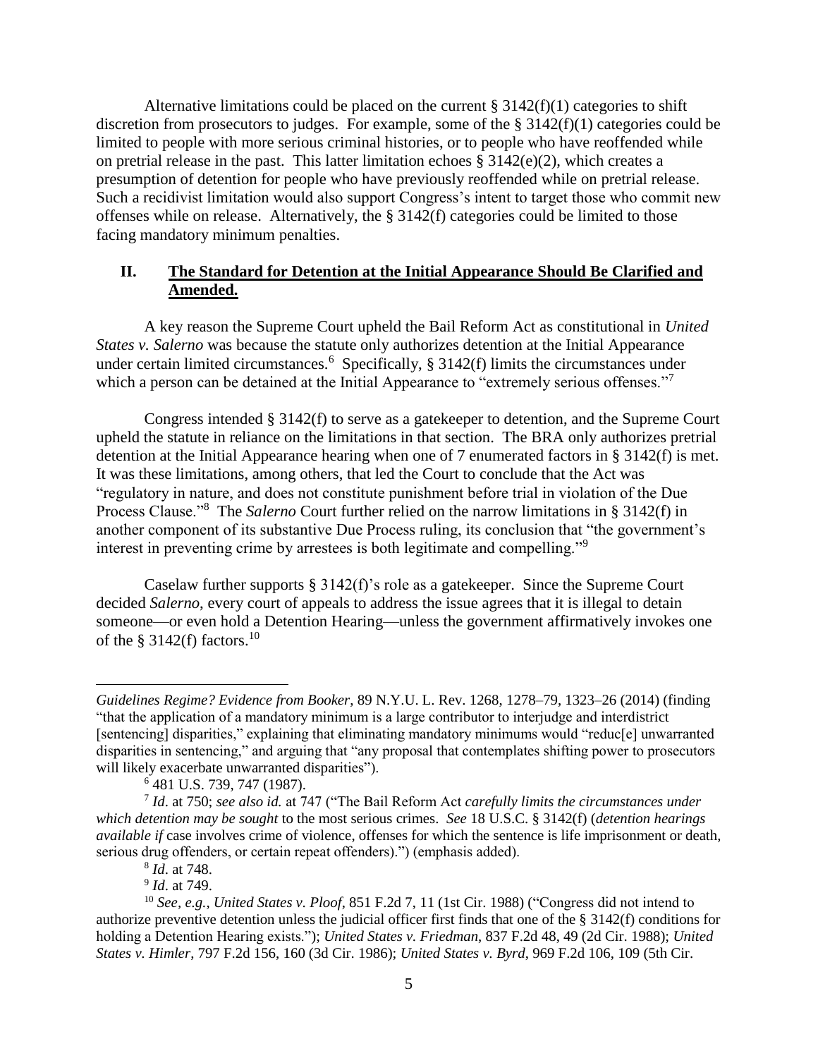Alternative limitations could be placed on the current § 3142(f)(1) categories to shift discretion from prosecutors to judges. For example, some of the § 3142(f)(1) categories could be limited to people with more serious criminal histories, or to people who have reoffended while on pretrial release in the past. This latter limitation echoes § 3142(e)(2), which creates a presumption of detention for people who have previously reoffended while on pretrial release. Such a recidivist limitation would also support Congress's intent to target those who commit new offenses while on release. Alternatively, the § 3142(f) categories could be limited to those facing mandatory minimum penalties.

## II. **The Standard for Detention at the Initial Appearance Should Be Clarified and Amended.**

A key reason the Supreme Court upheld the Bail Reform Act as constitutional in *United States v. Salerno* was because the statute only authorizes detention at the Initial Appearance under certain limited circumstances.[6] Specifically, § 3142(f) limits the circumstances under which a person can be detained at the Initial Appearance to "extremely serious offenses."[7]

Congress intended § 3142(f) to serve as a gatekeeper to detention, and the Supreme Court upheld the statute in reliance on the limitations in that section. The BRA only authorizes pretrial detention at the Initial Appearance hearing when one of 7 enumerated factors in § 3142(f) is met. It was these limitations, among others, that led the Court to conclude that the Act was "regulatory in nature, and does not constitute punishment before trial in violation of the Due Process Clause."[8] The *Salerno* Court further relied on the narrow limitations in § 3142(f) in another component of its substantive Due Process ruling, its conclusion that "the government's interest in preventing crime by arrestees is both legitimate and compelling."[9]

Caselaw further supports § 3142(f)'s role as a gatekeeper. Since the Supreme Court decided *Salerno*, every court of appeals to address the issue agrees that it is illegal to detain someone—or even hold a Detention Hearing—unless the government affirmatively invokes one of the § 3142(f) factors.[10]

---

*Guidelines Regime? Evidence from Booker*, 89 N.Y.U. L. Rev. 1268, 1278–79, 1323–26 (2014) (finding "that the application of a mandatory minimum is a large contributor to interjudge and interdistrict [sentencing] disparities," explaining that eliminating mandatory minimums would "reduc[e] unwarranted disparities in sentencing," and arguing that "any proposal that contemplates shifting power to prosecutors will likely exacerbate unwarranted disparities").

[6] 481 U.S. 739, 747 (1987).

[7] *Id*. at 750; *see also id.* at 747 ("The Bail Reform Act *carefully limits the circumstances under which detention may be sought* to the most serious crimes. *See* 18 U.S.C. § 3142(f) (*detention hearings available if* case involves crime of violence, offenses for which the sentence is life imprisonment or death, serious drug offenders, or certain repeat offenders).") (emphasis added).

[8] *Id*. at 748.

[9] *Id*. at 749.

[10] *See, e.g.*, *United States v. Ploof*, 851 F.2d 7, 11 (1st Cir. 1988) ("Congress did not intend to authorize preventive detention unless the judicial officer first finds that one of the § 3142(f) conditions for holding a Detention Hearing exists."); *United States v. Friedman*, 837 F.2d 48, 49 (2d Cir. 1988); *United States v. Himler*, 797 F.2d 156, 160 (3d Cir. 1986); *United States v. Byrd*, 969 F.2d 106, 109 (5th Cir.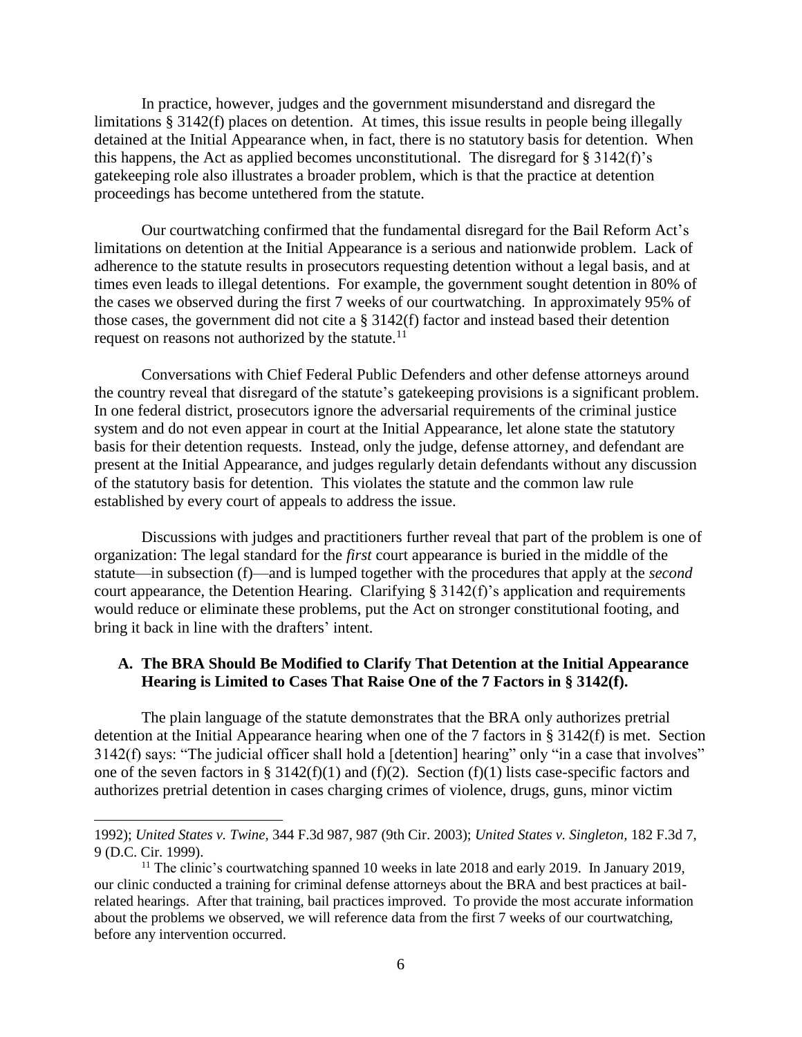In practice, however, judges and the government misunderstand and disregard the limitations § 3142(f) places on detention. At times, this issue results in people being illegally detained at the Initial Appearance when, in fact, there is no statutory basis for detention. When this happens, the Act as applied becomes unconstitutional. The disregard for § 3142(f)'s gatekeeping role also illustrates a broader problem, which is that the practice at detention proceedings has become untethered from the statute.

Our courtwatching confirmed that the fundamental disregard for the Bail Reform Act's limitations on detention at the Initial Appearance is a serious and nationwide problem. Lack of adherence to the statute results in prosecutors requesting detention without a legal basis, and at times even leads to illegal detentions. For example, the government sought detention in 80% of the cases we observed during the first 7 weeks of our courtwatching. In approximately 95% of those cases, the government did not cite a § 3142(f) factor and instead based their detention request on reasons not authorized by the statute.[11]

Conversations with Chief Federal Public Defenders and other defense attorneys around the country reveal that disregard of the statute's gatekeeping provisions is a significant problem. In one federal district, prosecutors ignore the adversarial requirements of the criminal justice system and do not even appear in court at the Initial Appearance, let alone state the statutory basis for their detention requests. Instead, only the judge, defense attorney, and defendant are present at the Initial Appearance, and judges regularly detain defendants without any discussion of the statutory basis for detention. This violates the statute and the common law rule established by every court of appeals to address the issue.

Discussions with judges and practitioners further reveal that part of the problem is one of organization: The legal standard for the *first* court appearance is buried in the middle of the statute—in subsection (f)—and is lumped together with the procedures that apply at the *second* court appearance, the Detention Hearing. Clarifying § 3142(f)'s application and requirements would reduce or eliminate these problems, put the Act on stronger constitutional footing, and bring it back in line with the drafters' intent.

### A. The BRA Should Be Modified to Clarify That Detention at the Initial Appearance Hearing is Limited to Cases That Raise One of the 7 Factors in § 3142(f).

The plain language of the statute demonstrates that the BRA only authorizes pretrial detention at the Initial Appearance hearing when one of the 7 factors in § 3142(f) is met. Section 3142(f) says: "The judicial officer shall hold a [detention] hearing" only "in a case that involves" one of the seven factors in § 3142(f)(1) and (f)(2). Section (f)(1) lists case-specific factors and authorizes pretrial detention in cases charging crimes of violence, drugs, guns, minor victim

---

1992); *United States v. Twine*, 344 F.3d 987, 987 (9th Cir. 2003); *United States v. Singleton*, 182 F.3d 7, 9 (D.C. Cir. 1999).

[11] The clinic's courtwatching spanned 10 weeks in late 2018 and early 2019. In January 2019, our clinic conducted a training for criminal defense attorneys about the BRA and best practices at bail-related hearings. After that training, bail practices improved. To provide the most accurate information about the problems we observed, we will reference data from the first 7 weeks of our courtwatching, before any intervention occurred.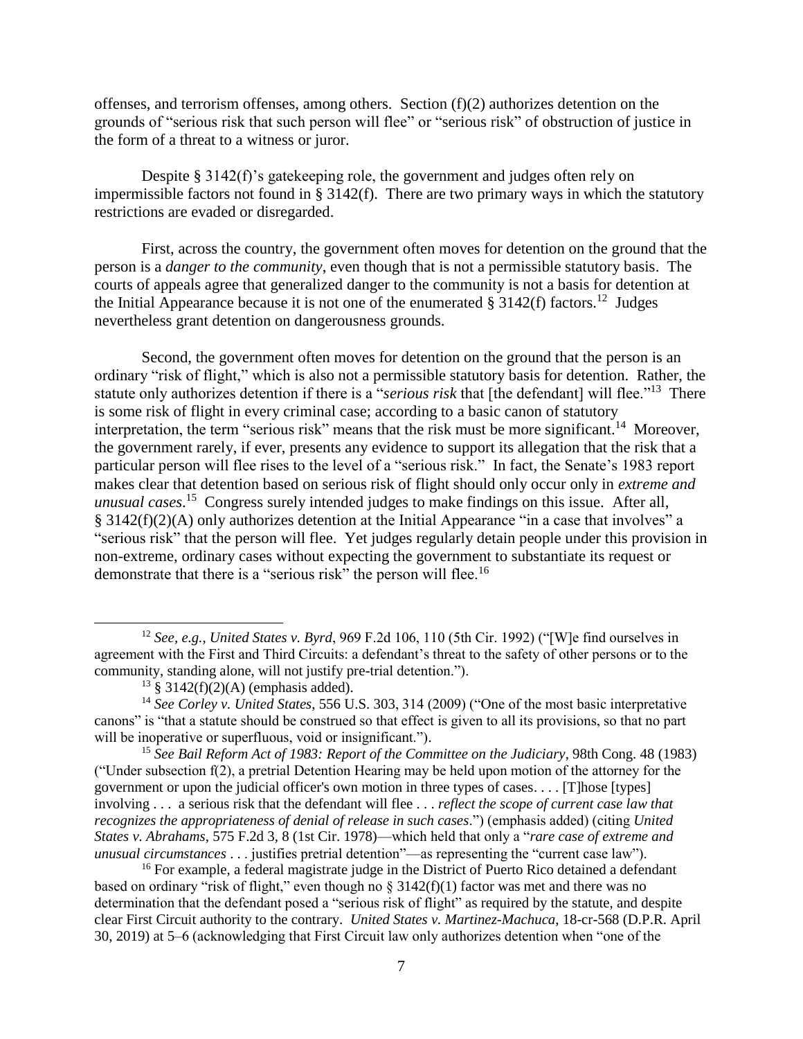offenses, and terrorism offenses, among others. Section (f)(2) authorizes detention on the grounds of "serious risk that such person will flee" or "serious risk" of obstruction of justice in the form of a threat to a witness or juror.

Despite § 3142(f)'s gatekeeping role, the government and judges often rely on impermissible factors not found in § 3142(f). There are two primary ways in which the statutory restrictions are evaded or disregarded.

First, across the country, the government often moves for detention on the ground that the person is a *danger to the community*, even though that is not a permissible statutory basis. The courts of appeals agree that generalized danger to the community is not a basis for detention at the Initial Appearance because it is not one of the enumerated § 3142(f) factors.[12] Judges nevertheless grant detention on dangerousness grounds.

Second, the government often moves for detention on the ground that the person is an ordinary "risk of flight," which is also not a permissible statutory basis for detention. Rather, the statute only authorizes detention if there is a "*serious risk* that [the defendant] will flee."[13] There is some risk of flight in every criminal case; according to a basic canon of statutory interpretation, the term "serious risk" means that the risk must be more significant.[14] Moreover, the government rarely, if ever, presents any evidence to support its allegation that the risk that a particular person will flee rises to the level of a "serious risk." In fact, the Senate's 1983 report makes clear that detention based on serious risk of flight should only occur only in *extreme and unusual cases*.[15] Congress surely intended judges to make findings on this issue. After all, § 3142(f)(2)(A) only authorizes detention at the Initial Appearance "in a case that involves" a "serious risk" that the person will flee. Yet judges regularly detain people under this provision in non-extreme, ordinary cases without expecting the government to substantiate its request or demonstrate that there is a "serious risk" the person will flee.[16]

---

[12] *See, e.g.*, *United States v. Byrd*, 969 F.2d 106, 110 (5th Cir. 1992) ("[W]e find ourselves in agreement with the First and Third Circuits: a defendant's threat to the safety of other persons or to the community, standing alone, will not justify pre-trial detention.").

[13] § 3142(f)(2)(A) (emphasis added).

[14] *See Corley v. United States*, 556 U.S. 303, 314 (2009) ("One of the most basic interpretative canons" is "that a statute should be construed so that effect is given to all its provisions, so that no part will be inoperative or superfluous, void or insignificant.").

[15] *See Bail Reform Act of 1983: Report of the Committee on the Judiciary*, 98th Cong. 48 (1983) ("Under subsection f(2), a pretrial Detention Hearing may be held upon motion of the attorney for the government or upon the judicial officer's own motion in three types of cases. . . . [T]hose [types] involving . . . a serious risk that the defendant will flee . . . *reflect the scope of current case law that recognizes the appropriateness of denial of release in such cases*.") (emphasis added) (citing *United States v. Abrahams*, 575 F.2d 3, 8 (1st Cir. 1978)—which held that only a "*rare case of extreme and unusual circumstances* . . . justifies pretrial detention"—as representing the "current case law").

[16] For example, a federal magistrate judge in the District of Puerto Rico detained a defendant based on ordinary "risk of flight," even though no § 3142(f)(1) factor was met and there was no determination that the defendant posed a "serious risk of flight" as required by the statute, and despite clear First Circuit authority to the contrary. *United States v. Martinez-Machuca*, 18-cr-568 (D.P.R. April 30, 2019) at 5–6 (acknowledging that First Circuit law only authorizes detention when "one of the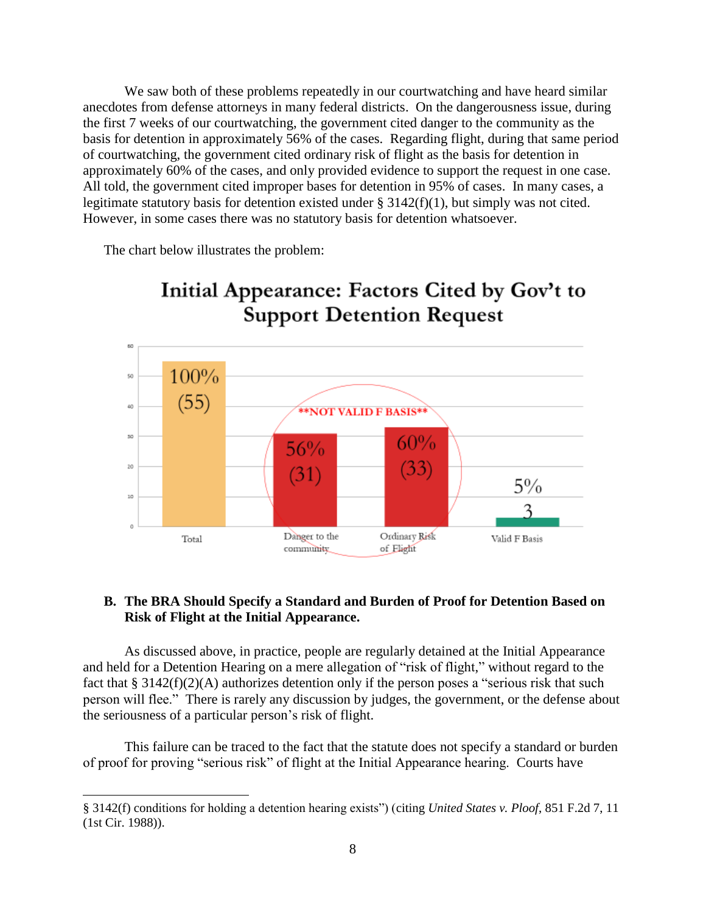We saw both of these problems repeatedly in our courtwatching and have heard similar anecdotes from defense attorneys in many federal districts. On the dangerousness issue, during the first 7 weeks of our courtwatching, the government cited danger to the community as the basis for detention in approximately 56% of the cases. Regarding flight, during that same period of courtwatching, the government cited ordinary risk of flight as the basis for detention in approximately 60% of the cases, and only provided evidence to support the request in one case. All told, the government cited improper bases for detention in 95% of cases. In many cases, a legitimate statutory basis for detention existed under § 3142(f)(1), but simply was not cited. However, in some cases there was no statutory basis for detention whatsoever.

The chart below illustrates the problem:

**Initial Appearance: Factors Cited by Gov't to Support Detention Request**

| Factor | Percentage | Count |
|---|---|---|
| Total | 100% | 55 |
| Danger to the community | 56% | 31 |
| Ordinary Risk of Flight | 60% | 33 |
| Valid F Basis | 5% | 3 |

**NOT VALID F BASIS** (Danger to the community; Ordinary Risk of Flight)

### B. The BRA Should Specify a Standard and Burden of Proof for Detention Based on Risk of Flight at the Initial Appearance.

As discussed above, in practice, people are regularly detained at the Initial Appearance and held for a Detention Hearing on a mere allegation of "risk of flight," without regard to the fact that § 3142(f)(2)(A) authorizes detention only if the person poses a "serious risk that such person will flee." There is rarely any discussion by judges, the government, or the defense about the seriousness of a particular person's risk of flight.

This failure can be traced to the fact that the statute does not specify a standard or burden of proof for proving "serious risk" of flight at the Initial Appearance hearing. Courts have

§ 3142(f) conditions for holding a detention hearing exists") (citing *United States v. Ploof*, 851 F.2d 7, 11 (1st Cir. 1988)).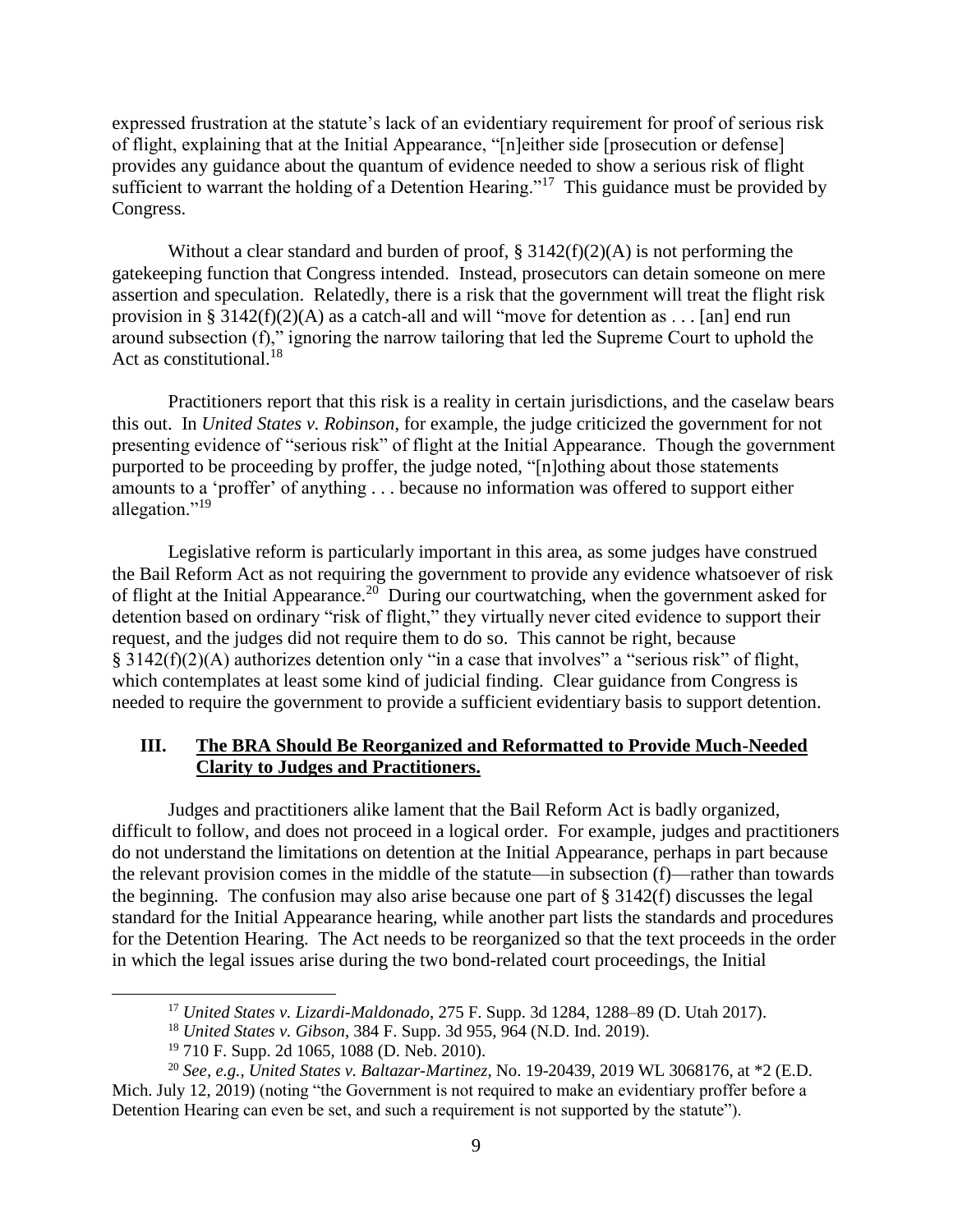expressed frustration at the statute's lack of an evidentiary requirement for proof of serious risk of flight, explaining that at the Initial Appearance, "[n]either side [prosecution or defense] provides any guidance about the quantum of evidence needed to show a serious risk of flight sufficient to warrant the holding of a Detention Hearing."[17] This guidance must be provided by Congress.

Without a clear standard and burden of proof, § 3142(f)(2)(A) is not performing the gatekeeping function that Congress intended. Instead, prosecutors can detain someone on mere assertion and speculation. Relatedly, there is a risk that the government will treat the flight risk provision in § 3142(f)(2)(A) as a catch-all and will "move for detention as . . . [an] end run around subsection (f)," ignoring the narrow tailoring that led the Supreme Court to uphold the Act as constitutional.[18]

Practitioners report that this risk is a reality in certain jurisdictions, and the caselaw bears this out. In *United States v. Robinson*, for example, the judge criticized the government for not presenting evidence of "serious risk" of flight at the Initial Appearance. Though the government purported to be proceeding by proffer, the judge noted, "[n]othing about those statements amounts to a 'proffer' of anything . . . because no information was offered to support either allegation."[19]

Legislative reform is particularly important in this area, as some judges have construed the Bail Reform Act as not requiring the government to provide any evidence whatsoever of risk of flight at the Initial Appearance.[20] During our courtwatching, when the government asked for detention based on ordinary "risk of flight," they virtually never cited evidence to support their request, and the judges did not require them to do so. This cannot be right, because § 3142(f)(2)(A) authorizes detention only "in a case that involves" a "serious risk" of flight, which contemplates at least some kind of judicial finding. Clear guidance from Congress is needed to require the government to provide a sufficient evidentiary basis to support detention.

## III. The BRA Should Be Reorganized and Reformatted to Provide Much-Needed Clarity to Judges and Practitioners.

Judges and practitioners alike lament that the Bail Reform Act is badly organized, difficult to follow, and does not proceed in a logical order. For example, judges and practitioners do not understand the limitations on detention at the Initial Appearance, perhaps in part because the relevant provision comes in the middle of the statute—in subsection (f)—rather than towards the beginning. The confusion may also arise because one part of § 3142(f) discusses the legal standard for the Initial Appearance hearing, while another part lists the standards and procedures for the Detention Hearing. The Act needs to be reorganized so that the text proceeds in the order in which the legal issues arise during the two bond-related court proceedings, the Initial

---

[17] *United States v. Lizardi-Maldonado*, 275 F. Supp. 3d 1284, 1288–89 (D. Utah 2017).

[18] *United States v. Gibson*, 384 F. Supp. 3d 955, 964 (N.D. Ind. 2019).

[19] 710 F. Supp. 2d 1065, 1088 (D. Neb. 2010).

[20] *See, e.g.*, *United States v. Baltazar-Martinez*, No. 19-20439, 2019 WL 3068176, at *2 (E.D. Mich. July 12, 2019) (noting "the Government is not required to make an evidentiary proffer before a Detention Hearing can even be set, and such a requirement is not supported by the statute").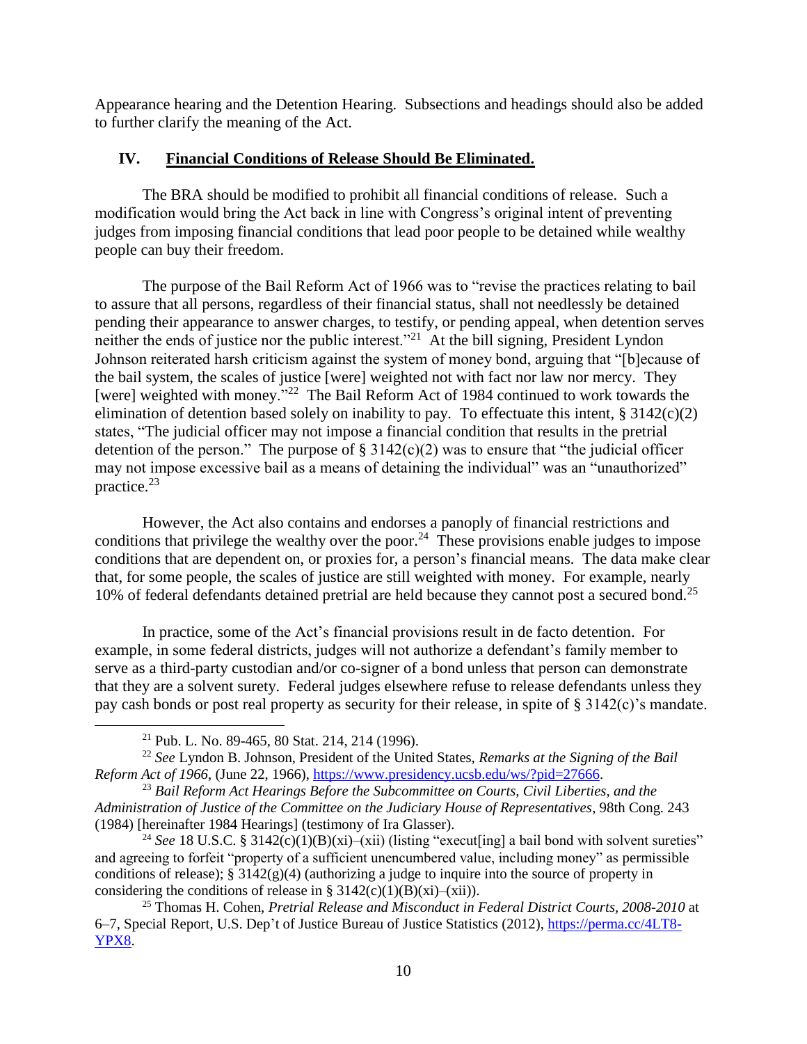Appearance hearing and the Detention Hearing. Subsections and headings should also be added to further clarify the meaning of the Act.

## IV. Financial Conditions of Release Should Be Eliminated.

The BRA should be modified to prohibit all financial conditions of release. Such a modification would bring the Act back in line with Congress's original intent of preventing judges from imposing financial conditions that lead poor people to be detained while wealthy people can buy their freedom.

The purpose of the Bail Reform Act of 1966 was to "revise the practices relating to bail to assure that all persons, regardless of their financial status, shall not needlessly be detained pending their appearance to answer charges, to testify, or pending appeal, when detention serves neither the ends of justice nor the public interest."[21] At the bill signing, President Lyndon Johnson reiterated harsh criticism against the system of money bond, arguing that "[b]ecause of the bail system, the scales of justice [were] weighted not with fact nor law nor mercy. They [were] weighted with money."[22] The Bail Reform Act of 1984 continued to work towards the elimination of detention based solely on inability to pay. To effectuate this intent, § 3142(c)(2) states, "The judicial officer may not impose a financial condition that results in the pretrial detention of the person." The purpose of § 3142(c)(2) was to ensure that "the judicial officer may not impose excessive bail as a means of detaining the individual" was an "unauthorized" practice.[23]

However, the Act also contains and endorses a panoply of financial restrictions and conditions that privilege the wealthy over the poor.[24] These provisions enable judges to impose conditions that are dependent on, or proxies for, a person's financial means. The data make clear that, for some people, the scales of justice are still weighted with money. For example, nearly 10% of federal defendants detained pretrial are held because they cannot post a secured bond.[25]

In practice, some of the Act's financial provisions result in de facto detention. For example, in some federal districts, judges will not authorize a defendant's family member to serve as a third-party custodian and/or co-signer of a bond unless that person can demonstrate that they are a solvent surety. Federal judges elsewhere refuse to release defendants unless they pay cash bonds or post real property as security for their release, in spite of § 3142(c)'s mandate.

---

[21] Pub. L. No. 89-465, 80 Stat. 214, 214 (1996).

[22] *See* Lyndon B. Johnson, President of the United States, *Remarks at the Signing of the Bail Reform Act of 1966*, (June 22, 1966), https://www.presidency.ucsb.edu/ws/?pid=27666.

[23] *Bail Reform Act Hearings Before the Subcommittee on Courts, Civil Liberties, and the Administration of Justice of the Committee on the Judiciary House of Representatives*, 98th Cong. 243 (1984) [hereinafter 1984 Hearings] (testimony of Ira Glasser).

[24] *See* 18 U.S.C. § 3142(c)(1)(B)(xi)–(xii) (listing "execut[ing] a bail bond with solvent sureties" and agreeing to forfeit "property of a sufficient unencumbered value, including money" as permissible conditions of release); § 3142(g)(4) (authorizing a judge to inquire into the source of property in considering the conditions of release in § 3142(c)(1)(B)(xi)–(xii)).

[25] Thomas H. Cohen, *Pretrial Release and Misconduct in Federal District Courts, 2008-2010* at 6–7, Special Report, U.S. Dep't of Justice Bureau of Justice Statistics (2012), https://perma.cc/4LT8-YPX8.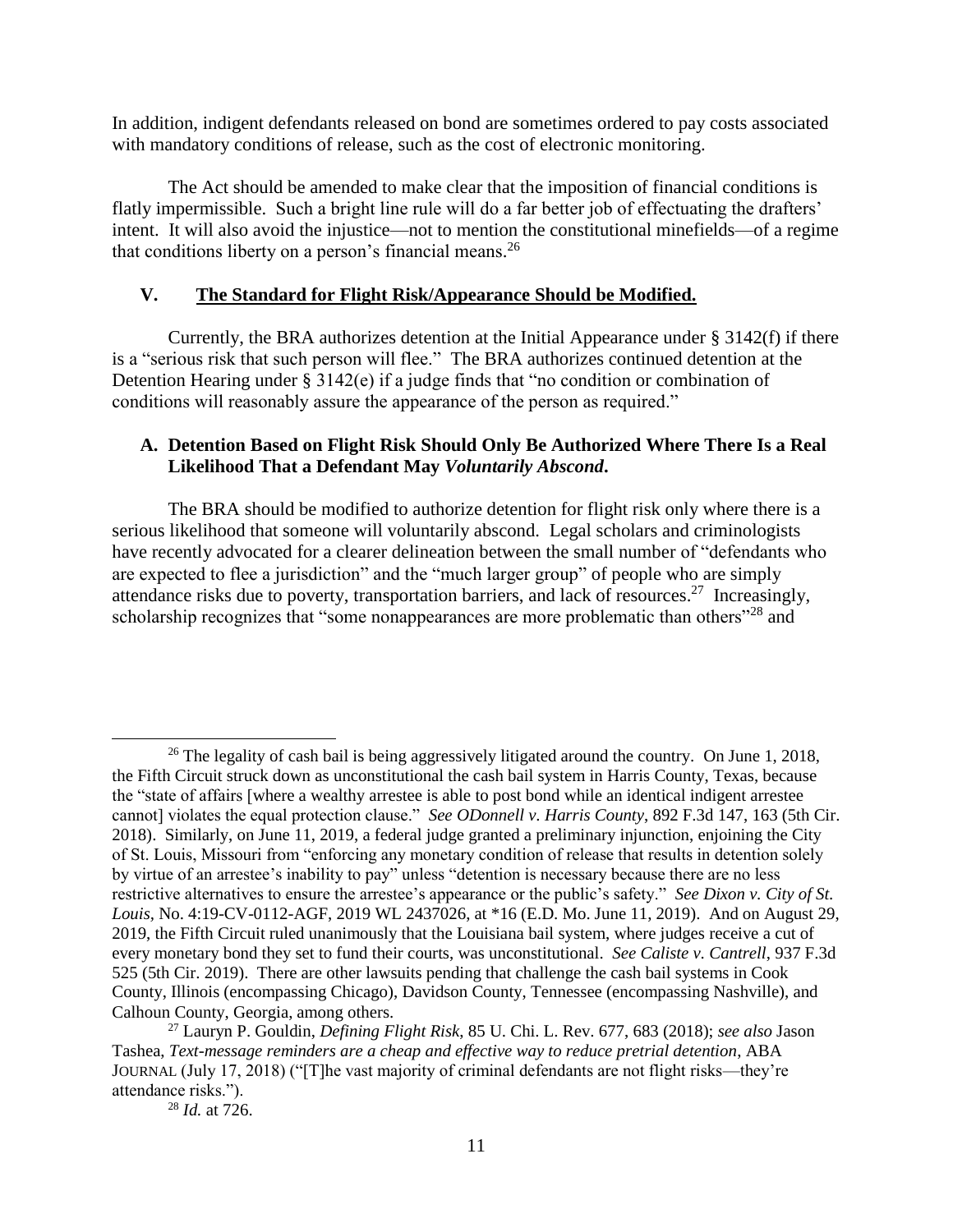In addition, indigent defendants released on bond are sometimes ordered to pay costs associated with mandatory conditions of release, such as the cost of electronic monitoring.

The Act should be amended to make clear that the imposition of financial conditions is flatly impermissible. Such a bright line rule will do a far better job of effectuating the drafters' intent. It will also avoid the injustice—not to mention the constitutional minefields—of a regime that conditions liberty on a person's financial means.[26]

## V. <u>The Standard for Flight Risk/Appearance Should be Modified.</u>

Currently, the BRA authorizes detention at the Initial Appearance under § 3142(f) if there is a "serious risk that such person will flee." The BRA authorizes continued detention at the Detention Hearing under § 3142(e) if a judge finds that "no condition or combination of conditions will reasonably assure the appearance of the person as required."

### A. Detention Based on Flight Risk Should Only Be Authorized Where There Is a Real Likelihood That a Defendant May *Voluntarily Abscond*.

The BRA should be modified to authorize detention for flight risk only where there is a serious likelihood that someone will voluntarily abscond. Legal scholars and criminologists have recently advocated for a clearer delineation between the small number of "defendants who are expected to flee a jurisdiction" and the "much larger group" of people who are simply attendance risks due to poverty, transportation barriers, and lack of resources.[27] Increasingly, scholarship recognizes that "some nonappearances are more problematic than others"[28] and

---

[26] The legality of cash bail is being aggressively litigated around the country. On June 1, 2018, the Fifth Circuit struck down as unconstitutional the cash bail system in Harris County, Texas, because the "state of affairs [where a wealthy arrestee is able to post bond while an identical indigent arrestee cannot] violates the equal protection clause." *See ODonnell v. Harris County*, 892 F.3d 147, 163 (5th Cir. 2018). Similarly, on June 11, 2019, a federal judge granted a preliminary injunction, enjoining the City of St. Louis, Missouri from "enforcing any monetary condition of release that results in detention solely by virtue of an arrestee's inability to pay" unless "detention is necessary because there are no less restrictive alternatives to ensure the arrestee's appearance or the public's safety." *See Dixon v. City of St. Louis*, No. 4:19-CV-0112-AGF, 2019 WL 2437026, at *16 (E.D. Mo. June 11, 2019). And on August 29, 2019, the Fifth Circuit ruled unanimously that the Louisiana bail system, where judges receive a cut of every monetary bond they set to fund their courts, was unconstitutional. *See Caliste v. Cantrell*, 937 F.3d 525 (5th Cir. 2019). There are other lawsuits pending that challenge the cash bail systems in Cook County, Illinois (encompassing Chicago), Davidson County, Tennessee (encompassing Nashville), and Calhoun County, Georgia, among others.

[27] Lauryn P. Gouldin, *Defining Flight Risk*, 85 U. Chi. L. Rev. 677, 683 (2018); *see also* Jason Tashea, *Text-message reminders are a cheap and effective way to reduce pretrial detention*, ABA JOURNAL (July 17, 2018) ("[T]he vast majority of criminal defendants are not flight risks—they're attendance risks.").

[28] *Id.* at 726.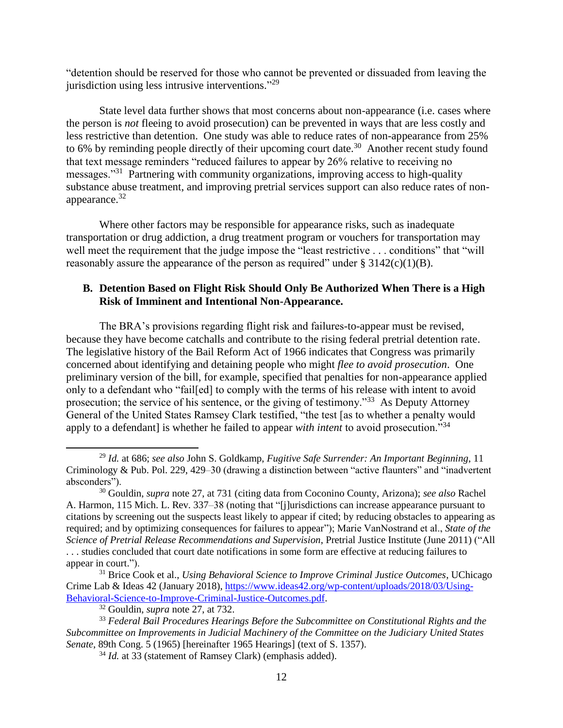"detention should be reserved for those who cannot be prevented or dissuaded from leaving the jurisdiction using less intrusive interventions."[29]

State level data further shows that most concerns about non-appearance (i.e. cases where the person is *not* fleeing to avoid prosecution) can be prevented in ways that are less costly and less restrictive than detention. One study was able to reduce rates of non-appearance from 25% to 6% by reminding people directly of their upcoming court date.[30] Another recent study found that text message reminders "reduced failures to appear by 26% relative to receiving no messages."[31] Partnering with community organizations, improving access to high-quality substance abuse treatment, and improving pretrial services support can also reduce rates of non-appearance.[32]

Where other factors may be responsible for appearance risks, such as inadequate transportation or drug addiction, a drug treatment program or vouchers for transportation may well meet the requirement that the judge impose the "least restrictive . . . conditions" that "will reasonably assure the appearance of the person as required" under § 3142(c)(1)(B).

### B. Detention Based on Flight Risk Should Only Be Authorized When There is a High Risk of Imminent and Intentional Non-Appearance.

The BRA's provisions regarding flight risk and failures-to-appear must be revised, because they have become catchalls and contribute to the rising federal pretrial detention rate. The legislative history of the Bail Reform Act of 1966 indicates that Congress was primarily concerned about identifying and detaining people who might *flee to avoid prosecution*. One preliminary version of the bill, for example, specified that penalties for non-appearance applied only to a defendant who "fail[ed] to comply with the terms of his release with intent to avoid prosecution; the service of his sentence, or the giving of testimony."[33] As Deputy Attorney General of the United States Ramsey Clark testified, "the test [as to whether a penalty would apply to a defendant] is whether he failed to appear *with intent* to avoid prosecution."[34]

---

[29] *Id.* at 686; *see also* John S. Goldkamp, *Fugitive Safe Surrender: An Important Beginning*, 11 Criminology & Pub. Pol. 229, 429–30 (drawing a distinction between "active flaunters" and "inadvertent absconders").

[30] Gouldin, *supra* note 27, at 731 (citing data from Coconino County, Arizona); *see also* Rachel A. Harmon, 115 Mich. L. Rev. 337–38 (noting that "[j]urisdictions can increase appearance pursuant to citations by screening out the suspects least likely to appear if cited; by reducing obstacles to appearing as required; and by optimizing consequences for failures to appear"); Marie VanNostrand et al., *State of the Science of Pretrial Release Recommendations and Supervision*, Pretrial Justice Institute (June 2011) ("All . . . studies concluded that court date notifications in some form are effective at reducing failures to appear in court.").

[31] Brice Cook et al., *Using Behavioral Science to Improve Criminal Justice Outcomes*, UChicago Crime Lab & Ideas 42 (January 2018), https://www.ideas42.org/wp-content/uploads/2018/03/Using-Behavioral-Science-to-Improve-Criminal-Justice-Outcomes.pdf.

[32] Gouldin, *supra* note 27, at 732.

[33] *Federal Bail Procedures Hearings Before the Subcommittee on Constitutional Rights and the Subcommittee on Improvements in Judicial Machinery of the Committee on the Judiciary United States Senate*, 89th Cong. 5 (1965) [hereinafter 1965 Hearings] (text of S. 1357).

[34] *Id.* at 33 (statement of Ramsey Clark) (emphasis added).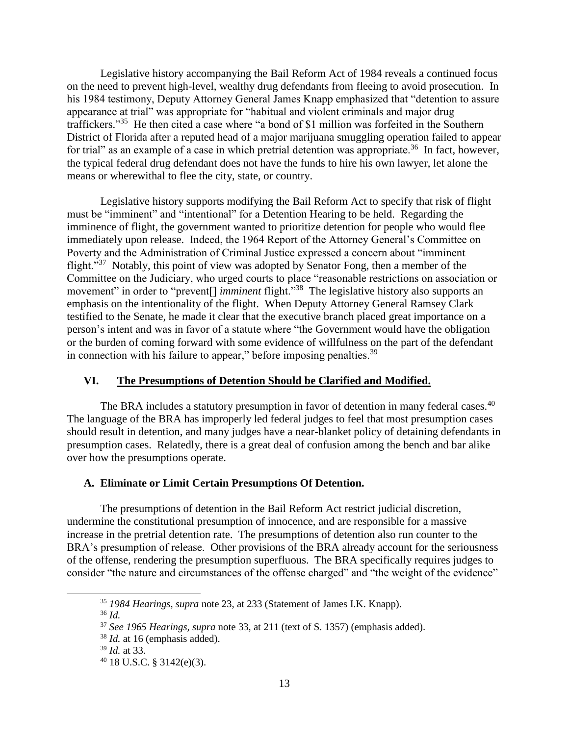Legislative history accompanying the Bail Reform Act of 1984 reveals a continued focus on the need to prevent high-level, wealthy drug defendants from fleeing to avoid prosecution. In his 1984 testimony, Deputy Attorney General James Knapp emphasized that "detention to assure appearance at trial" was appropriate for "habitual and violent criminals and major drug traffickers."[35] He then cited a case where "a bond of $1 million was forfeited in the Southern District of Florida after a reputed head of a major marijuana smuggling operation failed to appear for trial" as an example of a case in which pretrial detention was appropriate.[36] In fact, however, the typical federal drug defendant does not have the funds to hire his own lawyer, let alone the means or wherewithal to flee the city, state, or country.

Legislative history supports modifying the Bail Reform Act to specify that risk of flight must be "imminent" and "intentional" for a Detention Hearing to be held. Regarding the imminence of flight, the government wanted to prioritize detention for people who would flee immediately upon release. Indeed, the 1964 Report of the Attorney General's Committee on Poverty and the Administration of Criminal Justice expressed a concern about "imminent flight."[37] Notably, this point of view was adopted by Senator Fong, then a member of the Committee on the Judiciary, who urged courts to place "reasonable restrictions on association or movement" in order to "prevent[] *imminent* flight."[38] The legislative history also supports an emphasis on the intentionality of the flight. When Deputy Attorney General Ramsey Clark testified to the Senate, he made it clear that the executive branch placed great importance on a person's intent and was in favor of a statute where "the Government would have the obligation or the burden of coming forward with some evidence of willfulness on the part of the defendant in connection with his failure to appear," before imposing penalties.[39]

## VI. <u>The Presumptions of Detention Should be Clarified and Modified.</u>

The BRA includes a statutory presumption in favor of detention in many federal cases.[40] The language of the BRA has improperly led federal judges to feel that most presumption cases should result in detention, and many judges have a near-blanket policy of detaining defendants in presumption cases. Relatedly, there is a great deal of confusion among the bench and bar alike over how the presumptions operate.

### A. Eliminate or Limit Certain Presumptions Of Detention.

The presumptions of detention in the Bail Reform Act restrict judicial discretion, undermine the constitutional presumption of innocence, and are responsible for a massive increase in the pretrial detention rate. The presumptions of detention also run counter to the BRA's presumption of release. Other provisions of the BRA already account for the seriousness of the offense, rendering the presumption superfluous. The BRA specifically requires judges to consider "the nature and circumstances of the offense charged" and "the weight of the evidence"

---

[35] *1984 Hearings*, *supra* note 23, at 233 (Statement of James I.K. Knapp).

[36] *Id.*

[37] *See 1965 Hearings*, *supra* note 33, at 211 (text of S. 1357) (emphasis added).

[38] *Id.* at 16 (emphasis added).

[39] *Id.* at 33.

[40] 18 U.S.C. § 3142(e)(3).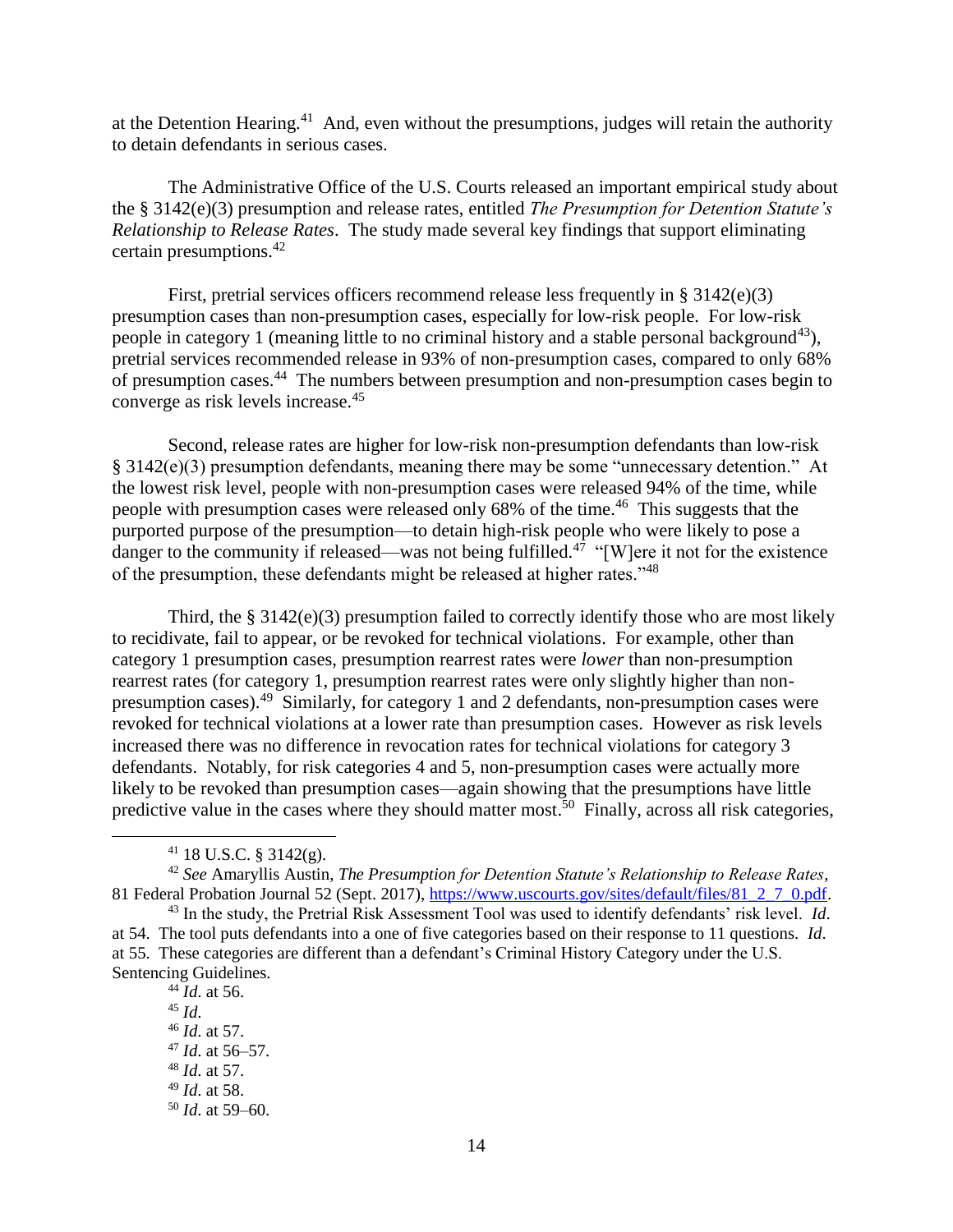at the Detention Hearing.[41] And, even without the presumptions, judges will retain the authority to detain defendants in serious cases.

The Administrative Office of the U.S. Courts released an important empirical study about the § 3142(e)(3) presumption and release rates, entitled *The Presumption for Detention Statute's Relationship to Release Rates*. The study made several key findings that support eliminating certain presumptions.[42]

First, pretrial services officers recommend release less frequently in § 3142(e)(3) presumption cases than non-presumption cases, especially for low-risk people. For low-risk people in category 1 (meaning little to no criminal history and a stable personal background[43]), pretrial services recommended release in 93% of non-presumption cases, compared to only 68% of presumption cases.[44] The numbers between presumption and non-presumption cases begin to converge as risk levels increase.[45]

Second, release rates are higher for low-risk non-presumption defendants than low-risk § 3142(e)(3) presumption defendants, meaning there may be some "unnecessary detention." At the lowest risk level, people with non-presumption cases were released 94% of the time, while people with presumption cases were released only 68% of the time.[46] This suggests that the purported purpose of the presumption—to detain high-risk people who were likely to pose a danger to the community if released—was not being fulfilled.[47] "[W]ere it not for the existence of the presumption, these defendants might be released at higher rates."[48]

Third, the § 3142(e)(3) presumption failed to correctly identify those who are most likely to recidivate, fail to appear, or be revoked for technical violations. For example, other than category 1 presumption cases, presumption rearrest rates were *lower* than non-presumption rearrest rates (for category 1, presumption rearrest rates were only slightly higher than non-presumption cases).[49] Similarly, for category 1 and 2 defendants, non-presumption cases were revoked for technical violations at a lower rate than presumption cases. However as risk levels increased there was no difference in revocation rates for technical violations for category 3 defendants. Notably, for risk categories 4 and 5, non-presumption cases were actually more likely to be revoked than presumption cases—again showing that the presumptions have little predictive value in the cases where they should matter most.[50] Finally, across all risk categories,

---

[41] 18 U.S.C. § 3142(g).

[42] *See* Amaryllis Austin, *The Presumption for Detention Statute's Relationship to Release Rates*, 81 Federal Probation Journal 52 (Sept. 2017), https://www.uscourts.gov/sites/default/files/81_2_7_0.pdf.

[43] In the study, the Pretrial Risk Assessment Tool was used to identify defendants' risk level. *Id.* at 54. The tool puts defendants into a one of five categories based on their response to 11 questions. *Id.* at 55. These categories are different than a defendant's Criminal History Category under the U.S. Sentencing Guidelines.

[44] *Id.* at 56.

[45] *Id.*

[46] *Id.* at 57.

[47] *Id.* at 56–57.

[48] *Id.* at 57.

[49] *Id.* at 58.

[50] *Id.* at 59–60.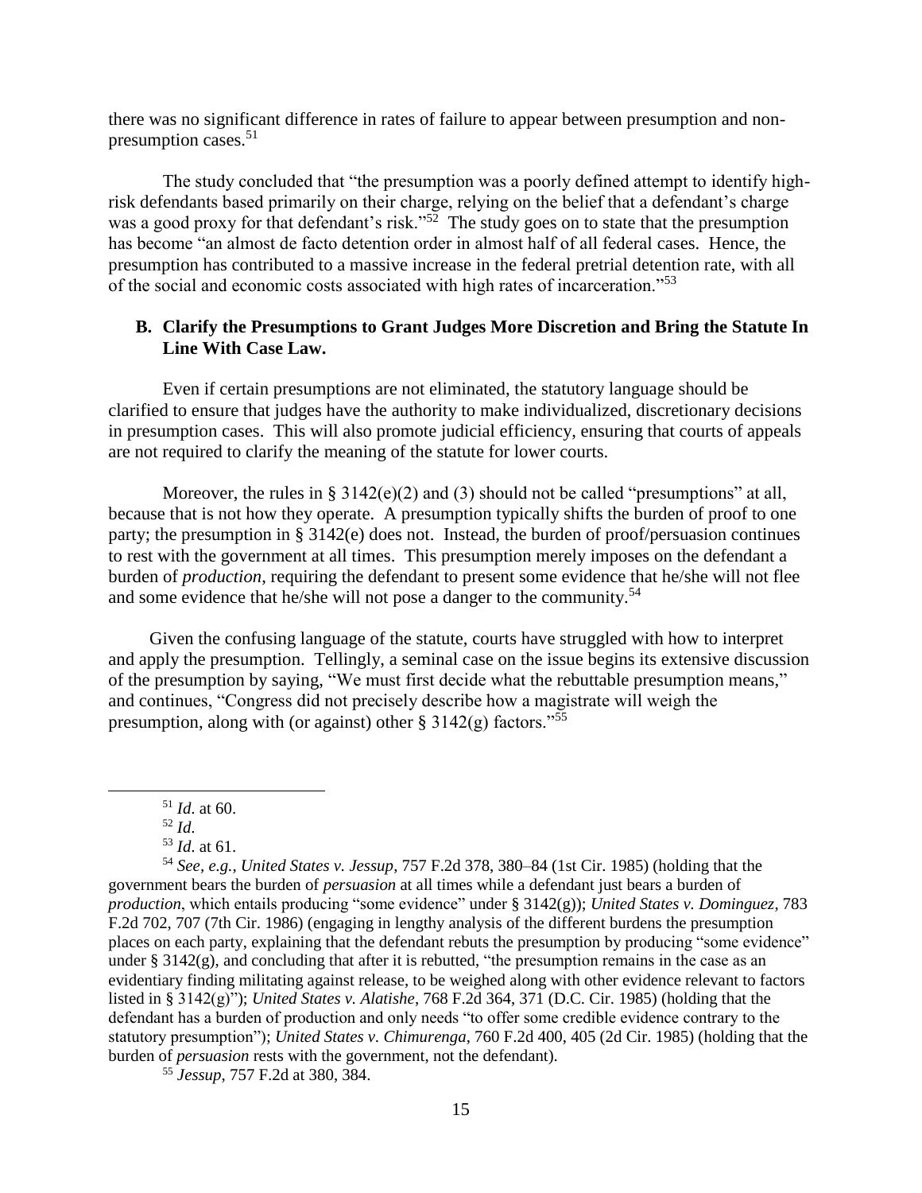there was no significant difference in rates of failure to appear between presumption and non-presumption cases.[51]

The study concluded that "the presumption was a poorly defined attempt to identify high-risk defendants based primarily on their charge, relying on the belief that a defendant's charge was a good proxy for that defendant's risk."[52] The study goes on to state that the presumption has become "an almost de facto detention order in almost half of all federal cases. Hence, the presumption has contributed to a massive increase in the federal pretrial detention rate, with all of the social and economic costs associated with high rates of incarceration."[53]

### B. Clarify the Presumptions to Grant Judges More Discretion and Bring the Statute In Line With Case Law.

Even if certain presumptions are not eliminated, the statutory language should be clarified to ensure that judges have the authority to make individualized, discretionary decisions in presumption cases. This will also promote judicial efficiency, ensuring that courts of appeals are not required to clarify the meaning of the statute for lower courts.

Moreover, the rules in § 3142(e)(2) and (3) should not be called "presumptions" at all, because that is not how they operate. A presumption typically shifts the burden of proof to one party; the presumption in § 3142(e) does not. Instead, the burden of proof/persuasion continues to rest with the government at all times. This presumption merely imposes on the defendant a burden of *production*, requiring the defendant to present some evidence that he/she will not flee and some evidence that he/she will not pose a danger to the community.[54]

Given the confusing language of the statute, courts have struggled with how to interpret and apply the presumption. Tellingly, a seminal case on the issue begins its extensive discussion of the presumption by saying, "We must first decide what the rebuttable presumption means," and continues, "Congress did not precisely describe how a magistrate will weigh the presumption, along with (or against) other § 3142(g) factors."[55]

---

[51] *Id.* at 60.

[52] *Id.*

[53] *Id.* at 61.

[54] *See, e.g.*, *United States v. Jessup*, 757 F.2d 378, 380–84 (1st Cir. 1985) (holding that the government bears the burden of *persuasion* at all times while a defendant just bears a burden of *production*, which entails producing "some evidence" under § 3142(g)); *United States v. Dominguez*, 783 F.2d 702, 707 (7th Cir. 1986) (engaging in lengthy analysis of the different burdens the presumption places on each party, explaining that the defendant rebuts the presumption by producing "some evidence" under § 3142(g), and concluding that after it is rebutted, "the presumption remains in the case as an evidentiary finding militating against release, to be weighed along with other evidence relevant to factors listed in § 3142(g)"); *United States v. Alatishe*, 768 F.2d 364, 371 (D.C. Cir. 1985) (holding that the defendant has a burden of production and only needs "to offer some credible evidence contrary to the statutory presumption"); *United States v. Chimurenga*, 760 F.2d 400, 405 (2d Cir. 1985) (holding that the burden of *persuasion* rests with the government, not the defendant).

[55] *Jessup*, 757 F.2d at 380, 384.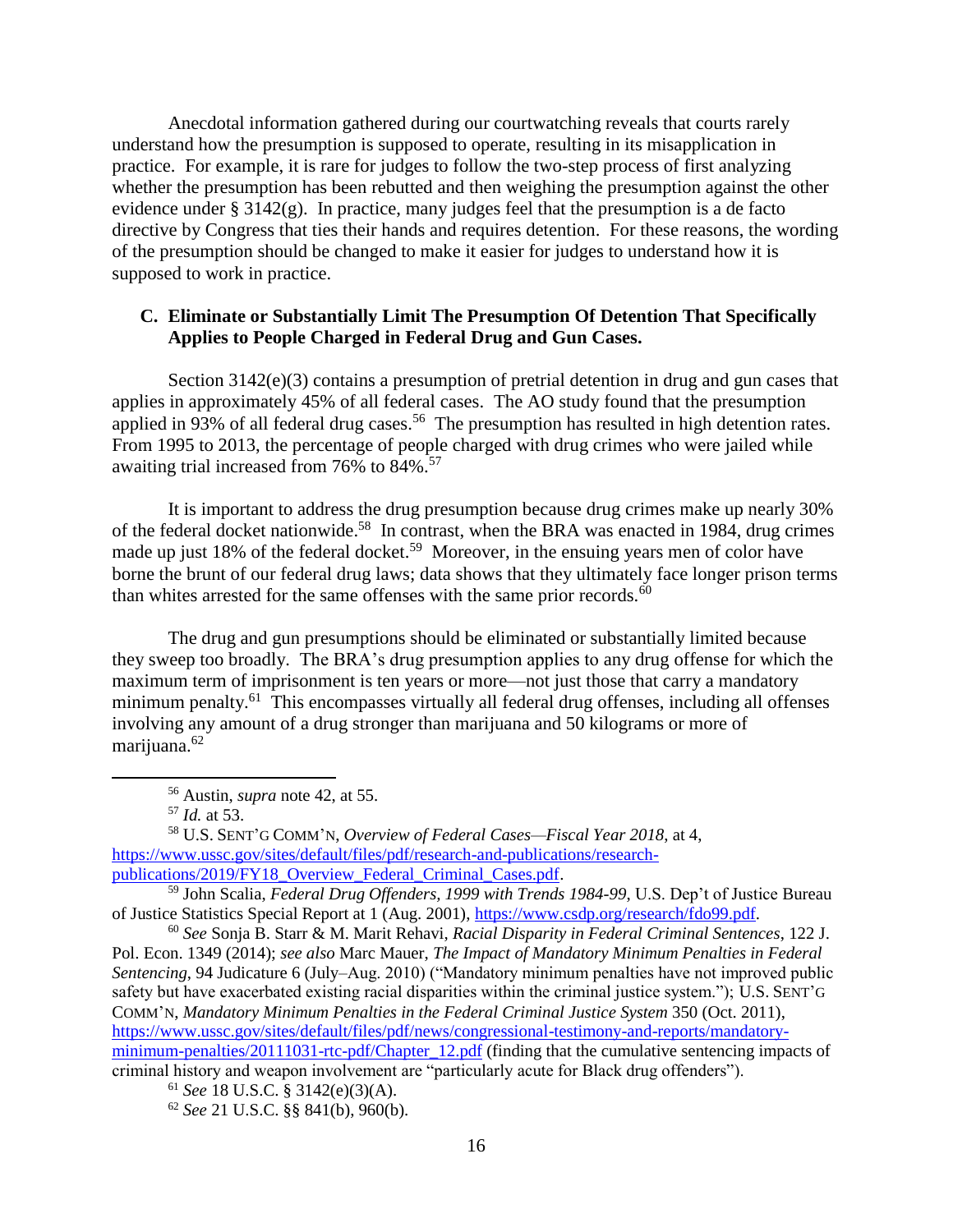Anecdotal information gathered during our courtwatching reveals that courts rarely understand how the presumption is supposed to operate, resulting in its misapplication in practice. For example, it is rare for judges to follow the two-step process of first analyzing whether the presumption has been rebutted and then weighing the presumption against the other evidence under § 3142(g). In practice, many judges feel that the presumption is a de facto directive by Congress that ties their hands and requires detention. For these reasons, the wording of the presumption should be changed to make it easier for judges to understand how it is supposed to work in practice.

### C. Eliminate or Substantially Limit The Presumption Of Detention That Specifically Applies to People Charged in Federal Drug and Gun Cases.

Section 3142(e)(3) contains a presumption of pretrial detention in drug and gun cases that applies in approximately 45% of all federal cases. The AO study found that the presumption applied in 93% of all federal drug cases.[56] The presumption has resulted in high detention rates. From 1995 to 2013, the percentage of people charged with drug crimes who were jailed while awaiting trial increased from 76% to 84%.[57]

It is important to address the drug presumption because drug crimes make up nearly 30% of the federal docket nationwide.[58] In contrast, when the BRA was enacted in 1984, drug crimes made up just 18% of the federal docket.[59] Moreover, in the ensuing years men of color have borne the brunt of our federal drug laws; data shows that they ultimately face longer prison terms than whites arrested for the same offenses with the same prior records.[60]

The drug and gun presumptions should be eliminated or substantially limited because they sweep too broadly. The BRA's drug presumption applies to any drug offense for which the maximum term of imprisonment is ten years or more—not just those that carry a mandatory minimum penalty.[61] This encompasses virtually all federal drug offenses, including all offenses involving any amount of a drug stronger than marijuana and 50 kilograms or more of marijuana.[62]

---

[56] Austin, *supra* note 42, at 55.

[57] *Id.* at 53.

[58] U.S. SENT'G COMM'N, *Overview of Federal Cases—Fiscal Year 2018*, at 4, https://www.ussc.gov/sites/default/files/pdf/research-and-publications/research-publications/2019/FY18_Overview_Federal_Criminal_Cases.pdf.

[59] John Scalia, *Federal Drug Offenders, 1999 with Trends 1984-99*, U.S. Dep't of Justice Bureau of Justice Statistics Special Report at 1 (Aug. 2001), https://www.csdp.org/research/fdo99.pdf.

[60] *See* Sonja B. Starr & M. Marit Rehavi, *Racial Disparity in Federal Criminal Sentences*, 122 J. Pol. Econ. 1349 (2014); *see also* Marc Mauer, *The Impact of Mandatory Minimum Penalties in Federal Sentencing*, 94 Judicature 6 (July–Aug. 2010) ("Mandatory minimum penalties have not improved public safety but have exacerbated existing racial disparities within the criminal justice system."); U.S. SENT'G COMM'N, *Mandatory Minimum Penalties in the Federal Criminal Justice System* 350 (Oct. 2011), https://www.ussc.gov/sites/default/files/pdf/news/congressional-testimony-and-reports/mandatory-minimum-penalties/20111031-rtc-pdf/Chapter_12.pdf (finding that the cumulative sentencing impacts of criminal history and weapon involvement are "particularly acute for Black drug offenders").

[61] *See* 18 U.S.C. § 3142(e)(3)(A).

[62] *See* 21 U.S.C. §§ 841(b), 960(b).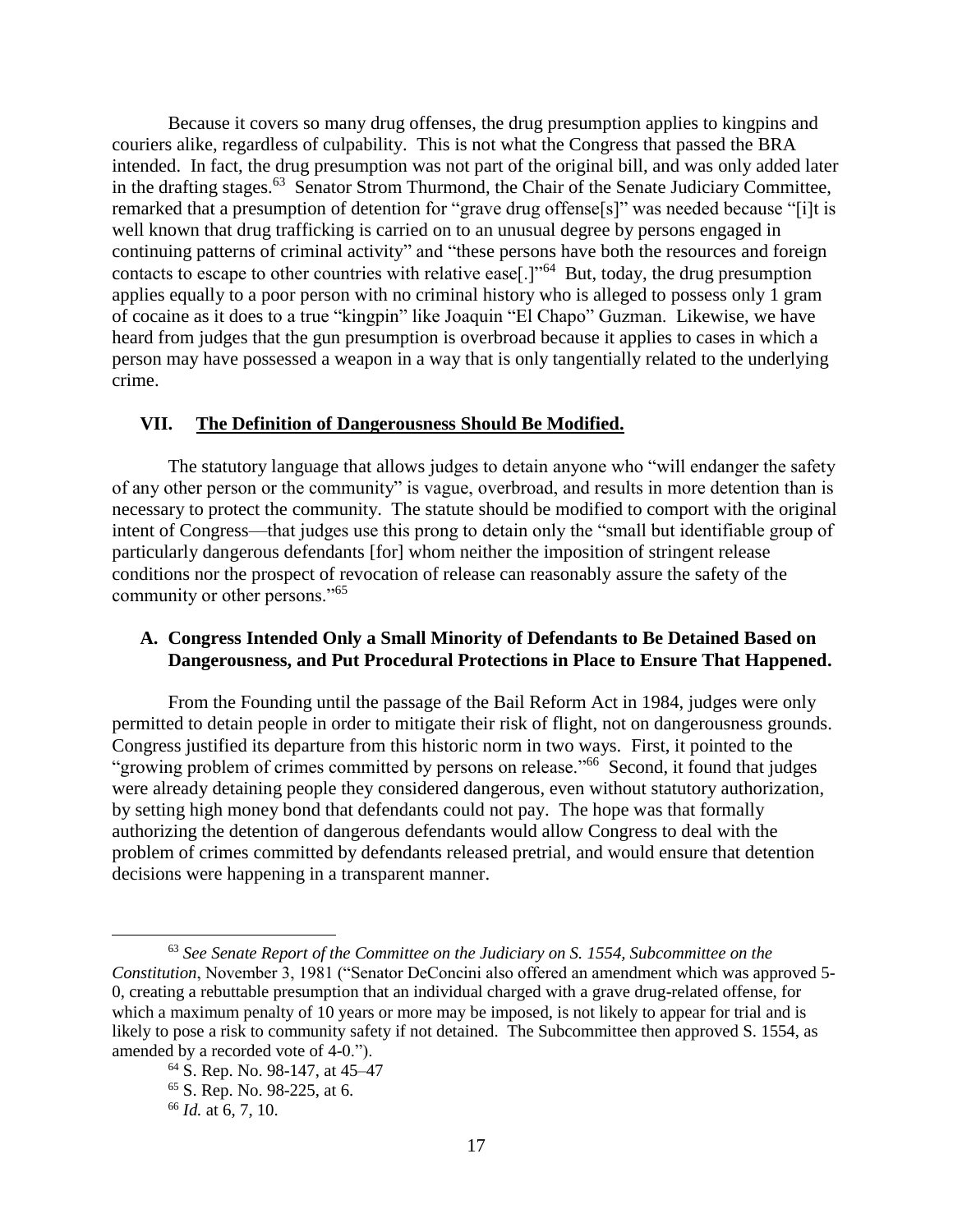Because it covers so many drug offenses, the drug presumption applies to kingpins and couriers alike, regardless of culpability. This is not what the Congress that passed the BRA intended. In fact, the drug presumption was not part of the original bill, and was only added later in the drafting stages.[63] Senator Strom Thurmond, the Chair of the Senate Judiciary Committee, remarked that a presumption of detention for "grave drug offense[s]" was needed because "[i]t is well known that drug trafficking is carried on to an unusual degree by persons engaged in continuing patterns of criminal activity" and "these persons have both the resources and foreign contacts to escape to other countries with relative ease[.]"[64] But, today, the drug presumption applies equally to a poor person with no criminal history who is alleged to possess only 1 gram of cocaine as it does to a true "kingpin" like Joaquin "El Chapo" Guzman. Likewise, we have heard from judges that the gun presumption is overbroad because it applies to cases in which a person may have possessed a weapon in a way that is only tangentially related to the underlying crime.

## VII. <u>The Definition of Dangerousness Should Be Modified.</u>

The statutory language that allows judges to detain anyone who "will endanger the safety of any other person or the community" is vague, overbroad, and results in more detention than is necessary to protect the community. The statute should be modified to comport with the original intent of Congress—that judges use this prong to detain only the "small but identifiable group of particularly dangerous defendants [for] whom neither the imposition of stringent release conditions nor the prospect of revocation of release can reasonably assure the safety of the community or other persons."[65]

### A. Congress Intended Only a Small Minority of Defendants to Be Detained Based on Dangerousness, and Put Procedural Protections in Place to Ensure That Happened.

From the Founding until the passage of the Bail Reform Act in 1984, judges were only permitted to detain people in order to mitigate their risk of flight, not on dangerousness grounds. Congress justified its departure from this historic norm in two ways. First, it pointed to the "growing problem of crimes committed by persons on release."[66] Second, it found that judges were already detaining people they considered dangerous, even without statutory authorization, by setting high money bond that defendants could not pay. The hope was that formally authorizing the detention of dangerous defendants would allow Congress to deal with the problem of crimes committed by defendants released pretrial, and would ensure that detention decisions were happening in a transparent manner.

---

[63] *See Senate Report of the Committee on the Judiciary on S. 1554, Subcommittee on the Constitution*, November 3, 1981 ("Senator DeConcini also offered an amendment which was approved 5-0, creating a rebuttable presumption that an individual charged with a grave drug-related offense, for which a maximum penalty of 10 years or more may be imposed, is not likely to appear for trial and is likely to pose a risk to community safety if not detained. The Subcommittee then approved S. 1554, as amended by a recorded vote of 4-0.").

[64] S. Rep. No. 98-147, at 45–47

[65] S. Rep. No. 98-225, at 6.

[66] *Id.* at 6, 7, 10.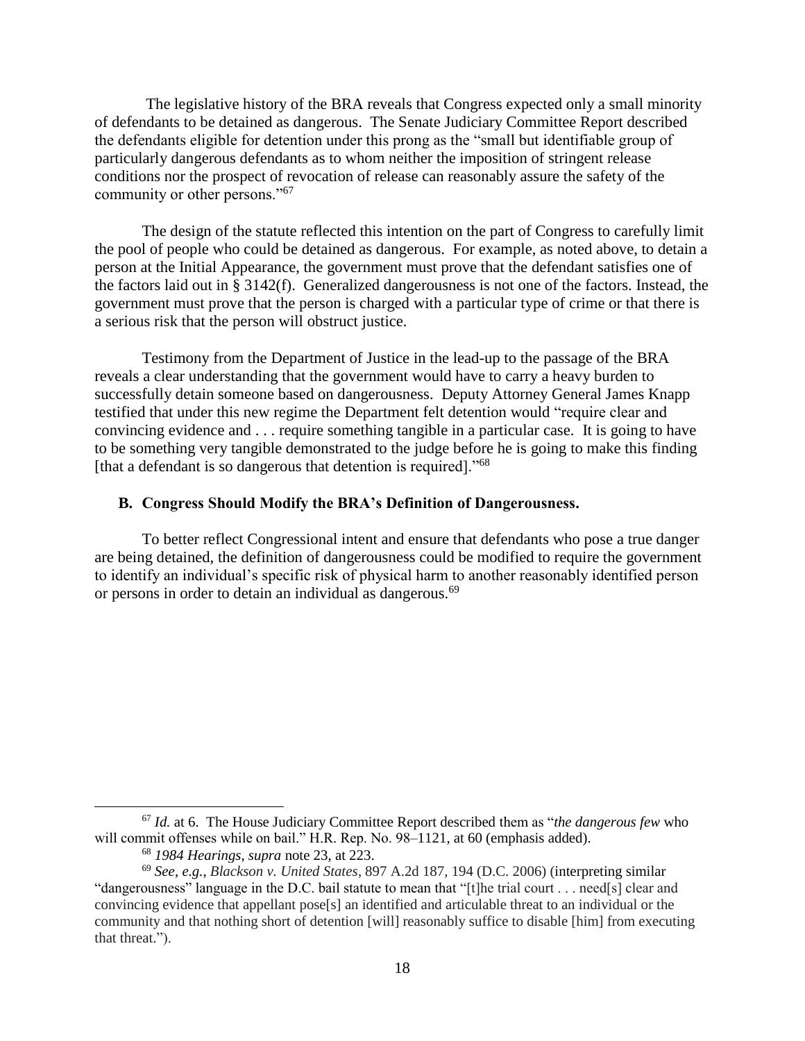The legislative history of the BRA reveals that Congress expected only a small minority of defendants to be detained as dangerous. The Senate Judiciary Committee Report described the defendants eligible for detention under this prong as the "small but identifiable group of particularly dangerous defendants as to whom neither the imposition of stringent release conditions nor the prospect of revocation of release can reasonably assure the safety of the community or other persons."[67]

The design of the statute reflected this intention on the part of Congress to carefully limit the pool of people who could be detained as dangerous. For example, as noted above, to detain a person at the Initial Appearance, the government must prove that the defendant satisfies one of the factors laid out in § 3142(f). Generalized dangerousness is not one of the factors. Instead, the government must prove that the person is charged with a particular type of crime or that there is a serious risk that the person will obstruct justice.

Testimony from the Department of Justice in the lead-up to the passage of the BRA reveals a clear understanding that the government would have to carry a heavy burden to successfully detain someone based on dangerousness. Deputy Attorney General James Knapp testified that under this new regime the Department felt detention would "require clear and convincing evidence and . . . require something tangible in a particular case. It is going to have to be something very tangible demonstrated to the judge before he is going to make this finding [that a defendant is so dangerous that detention is required]."[68]

### B. Congress Should Modify the BRA's Definition of Dangerousness.

To better reflect Congressional intent and ensure that defendants who pose a true danger are being detained, the definition of dangerousness could be modified to require the government to identify an individual's specific risk of physical harm to another reasonably identified person or persons in order to detain an individual as dangerous.[69]

---

[67] *Id.* at 6. The House Judiciary Committee Report described them as "*the dangerous few* who will commit offenses while on bail." H.R. Rep. No. 98–1121, at 60 (emphasis added).

[68] *1984 Hearings*, *supra* note 23, at 223.

[69] *See, e.g.*, *Blackson v. United States*, 897 A.2d 187, 194 (D.C. 2006) (interpreting similar "dangerousness" language in the D.C. bail statute to mean that "[t]he trial court . . . need[s] clear and convincing evidence that appellant pose[s] an identified and articulable threat to an individual or the community and that nothing short of detention [will] reasonably suffice to disable [him] from executing that threat.").